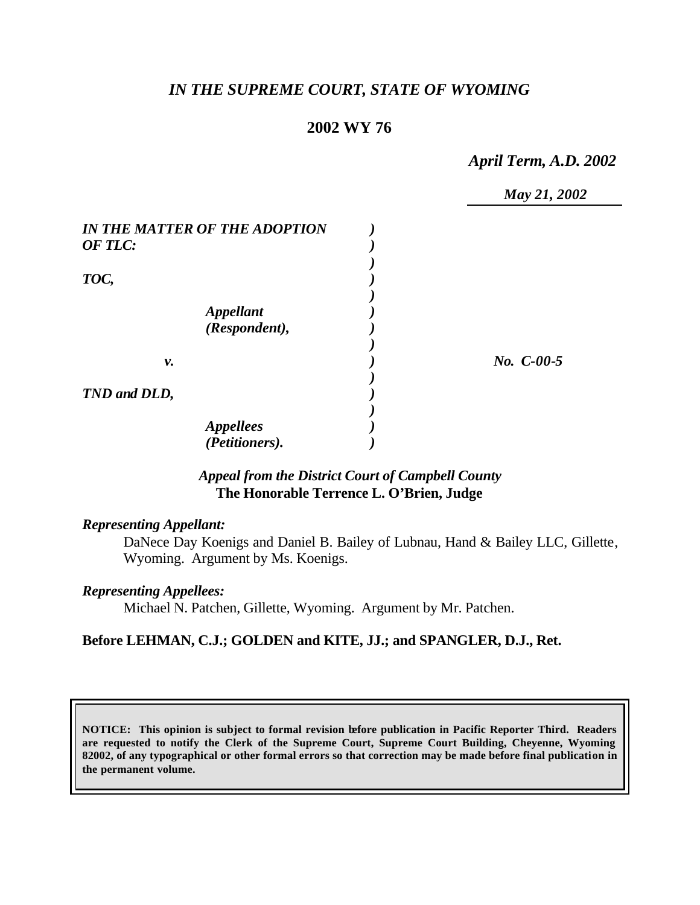# *IN THE SUPREME COURT, STATE OF WYOMING*

## 2002 WY 76

*April Term, A.D. 2002*

*May 21, 2002*

| | | |
|---|---|---|
| *IN THE MATTER OF THE ADOPTION OF TLC:* | ) | |
| | ) | |
| *TOC,* | ) | |
| | ) | |
| *Appellant (Respondent),* | ) | |
| | ) | |
| *v.* | ) | *No. C-00-5* |
| | ) | |
| *TND and DLD,* | ) | |
| | ) | |
| *Appellees (Petitioners).* | ) | |

*Appeal from the District Court of Campbell County*
**The Honorable Terrence L. O'Brien, Judge**

*Representing Appellant:*

DaNece Day Koenigs and Daniel B. Bailey of Lubnau, Hand & Bailey LLC, Gillette, Wyoming. Argument by Ms. Koenigs.

*Representing Appellees:*

Michael N. Patchen, Gillette, Wyoming. Argument by Mr. Patchen.

**Before LEHMAN, C.J.; GOLDEN and KITE, JJ.; and SPANGLER, D.J., Ret.**

**NOTICE: This opinion is subject to formal revision before publication in Pacific Reporter Third. Readers are requested to notify the Clerk of the Supreme Court, Supreme Court Building, Cheyenne, Wyoming 82002, of any typographical or other formal errors so that correction may be made before final publication in the permanent volume.**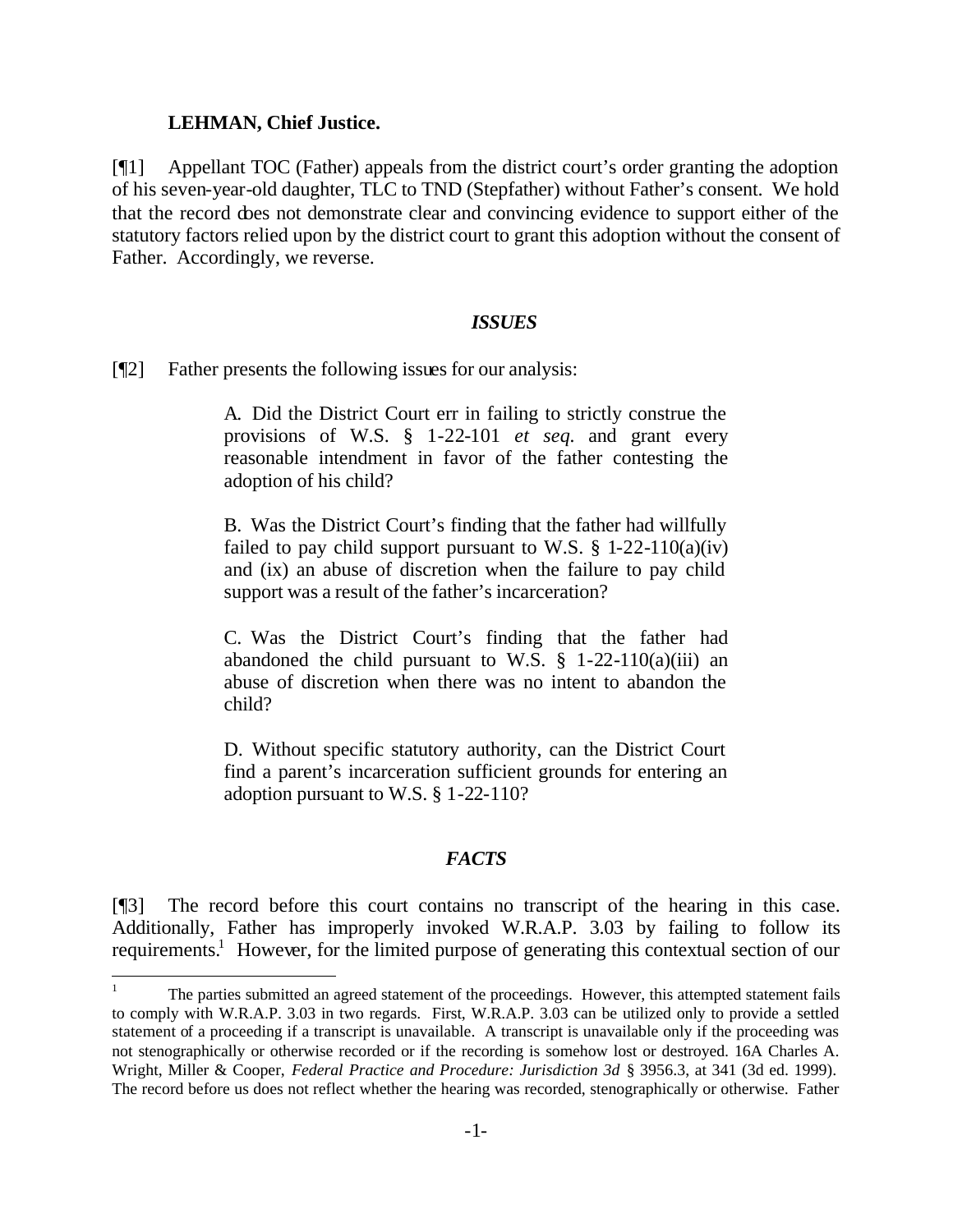**LEHMAN, Chief Justice.**

[¶1] Appellant TOC (Father) appeals from the district court's order granting the adoption of his seven-year-old daughter, TLC to TND (Stepfather) without Father's consent. We hold that the record does not demonstrate clear and convincing evidence to support either of the statutory factors relied upon by the district court to grant this adoption without the consent of Father. Accordingly, we reverse.

### *ISSUES*

[¶2] Father presents the following issues for our analysis:

> A. Did the District Court err in failing to strictly construe the provisions of W.S. § 1-22-101 *et seq.* and grant every reasonable intendment in favor of the father contesting the adoption of his child?
>
> B. Was the District Court's finding that the father had willfully failed to pay child support pursuant to W.S. § 1-22-110(a)(iv) and (ix) an abuse of discretion when the failure to pay child support was a result of the father's incarceration?
>
> C. Was the District Court's finding that the father had abandoned the child pursuant to W.S. § 1-22-110(a)(iii) an abuse of discretion when there was no intent to abandon the child?
>
> D. Without specific statutory authority, can the District Court find a parent's incarceration sufficient grounds for entering an adoption pursuant to W.S. § 1-22-110?

### *FACTS*

[¶3] The record before this court contains no transcript of the hearing in this case. Additionally, Father has improperly invoked W.R.A.P. 3.03 by failing to follow its requirements.[1] However, for the limited purpose of generating this contextual section of our

[1] The parties submitted an agreed statement of the proceedings. However, this attempted statement fails to comply with W.R.A.P. 3.03 in two regards. First, W.R.A.P. 3.03 can be utilized only to provide a settled statement of a proceeding if a transcript is unavailable. A transcript is unavailable only if the proceeding was not stenographically or otherwise recorded or if the recording is somehow lost or destroyed. 16A Charles A. Wright, Miller & Cooper, *Federal Practice and Procedure: Jurisdiction 3d* § 3956.3, at 341 (3d ed. 1999). The record before us does not reflect whether the hearing was recorded, stenographically or otherwise. Father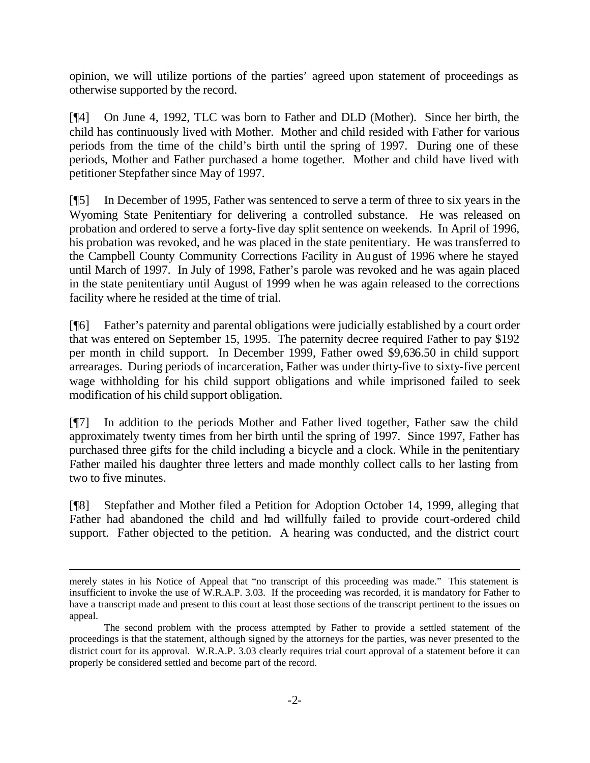opinion, we will utilize portions of the parties' agreed upon statement of proceedings as otherwise supported by the record.

[¶4] On June 4, 1992, TLC was born to Father and DLD (Mother). Since her birth, the child has continuously lived with Mother. Mother and child resided with Father for various periods from the time of the child's birth until the spring of 1997. During one of these periods, Mother and Father purchased a home together. Mother and child have lived with petitioner Stepfather since May of 1997.

[¶5] In December of 1995, Father was sentenced to serve a term of three to six years in the Wyoming State Penitentiary for delivering a controlled substance. He was released on probation and ordered to serve a forty-five day split sentence on weekends. In April of 1996, his probation was revoked, and he was placed in the state penitentiary. He was transferred to the Campbell County Community Corrections Facility in August of 1996 where he stayed until March of 1997. In July of 1998, Father's parole was revoked and he was again placed in the state penitentiary until August of 1999 when he was again released to the corrections facility where he resided at the time of trial.

[¶6] Father's paternity and parental obligations were judicially established by a court order that was entered on September 15, 1995. The paternity decree required Father to pay $192 per month in child support. In December 1999, Father owed $9,636.50 in child support arrearages. During periods of incarceration, Father was under thirty-five to sixty-five percent wage withholding for his child support obligations and while imprisoned failed to seek modification of his child support obligation.

[¶7] In addition to the periods Mother and Father lived together, Father saw the child approximately twenty times from her birth until the spring of 1997. Since 1997, Father has purchased three gifts for the child including a bicycle and a clock. While in the penitentiary Father mailed his daughter three letters and made monthly collect calls to her lasting from two to five minutes.

[¶8] Stepfather and Mother filed a Petition for Adoption October 14, 1999, alleging that Father had abandoned the child and had willfully failed to provide court-ordered child support. Father objected to the petition. A hearing was conducted, and the district court

---

merely states in his Notice of Appeal that "no transcript of this proceeding was made." This statement is insufficient to invoke the use of W.R.A.P. 3.03. If the proceeding was recorded, it is mandatory for Father to have a transcript made and present to this court at least those sections of the transcript pertinent to the issues on appeal.

The second problem with the process attempted by Father to provide a settled statement of the proceedings is that the statement, although signed by the attorneys for the parties, was never presented to the district court for its approval. W.R.A.P. 3.03 clearly requires trial court approval of a statement before it can properly be considered settled and become part of the record.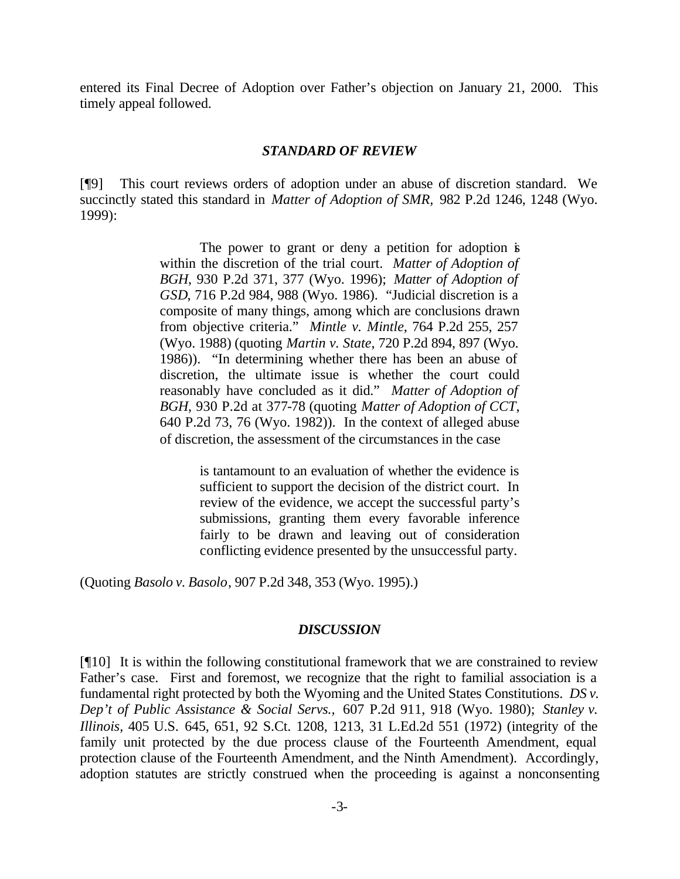entered its Final Decree of Adoption over Father's objection on January 21, 2000. This timely appeal followed.

### *STANDARD OF REVIEW*

[¶9] This court reviews orders of adoption under an abuse of discretion standard. We succinctly stated this standard in *Matter of Adoption of SMR,* 982 P.2d 1246, 1248 (Wyo. 1999):

> The power to grant or deny a petition for adoption is within the discretion of the trial court. *Matter of Adoption of BGH*, 930 P.2d 371, 377 (Wyo. 1996); *Matter of Adoption of GSD*, 716 P.2d 984, 988 (Wyo. 1986). "Judicial discretion is a composite of many things, among which are conclusions drawn from objective criteria." *Mintle v. Mintle*, 764 P.2d 255, 257 (Wyo. 1988) (quoting *Martin v. State*, 720 P.2d 894, 897 (Wyo. 1986)). "In determining whether there has been an abuse of discretion, the ultimate issue is whether the court could reasonably have concluded as it did." *Matter of Adoption of BGH*, 930 P.2d at 377-78 (quoting *Matter of Adoption of CCT*, 640 P.2d 73, 76 (Wyo. 1982)). In the context of alleged abuse of discretion, the assessment of the circumstances in the case
>
> > is tantamount to an evaluation of whether the evidence is sufficient to support the decision of the district court. In review of the evidence, we accept the successful party's submissions, granting them every favorable inference fairly to be drawn and leaving out of consideration conflicting evidence presented by the unsuccessful party.

(Quoting *Basolo v. Basolo*, 907 P.2d 348, 353 (Wyo. 1995).)

### *DISCUSSION*

[¶10] It is within the following constitutional framework that we are constrained to review Father's case. First and foremost, we recognize that the right to familial association is a fundamental right protected by both the Wyoming and the United States Constitutions. *DS v. Dep't of Public Assistance & Social Servs.,* 607 P.2d 911, 918 (Wyo. 1980); *Stanley v. Illinois*, 405 U.S. 645, 651, 92 S.Ct. 1208, 1213, 31 L.Ed.2d 551 (1972) (integrity of the family unit protected by the due process clause of the Fourteenth Amendment, equal protection clause of the Fourteenth Amendment, and the Ninth Amendment). Accordingly, adoption statutes are strictly construed when the proceeding is against a nonconsenting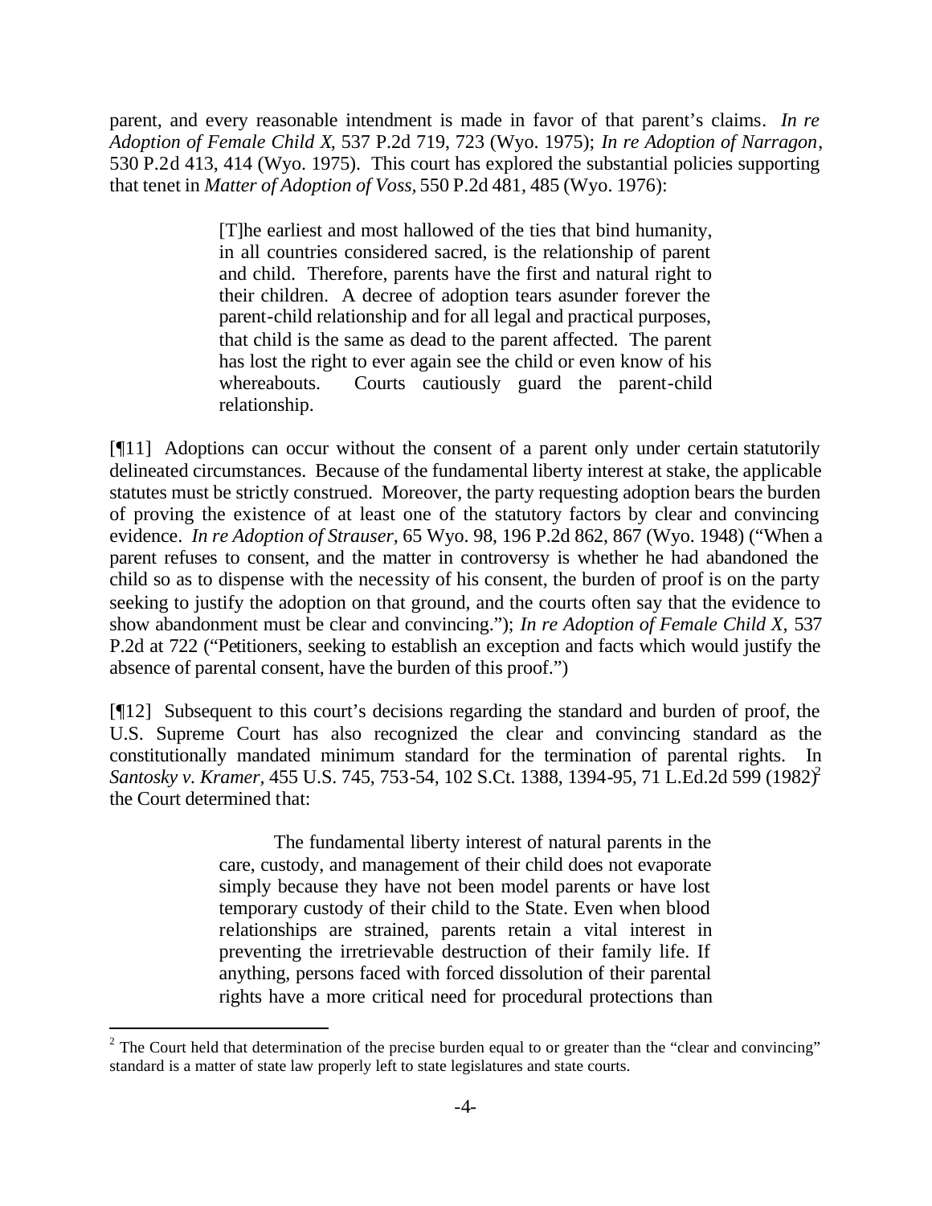parent, and every reasonable intendment is made in favor of that parent's claims. *In re Adoption of Female Child X*, 537 P.2d 719, 723 (Wyo. 1975); *In re Adoption of Narragon*, 530 P.2d 413, 414 (Wyo. 1975). This court has explored the substantial policies supporting that tenet in *Matter of Adoption of Voss*, 550 P.2d 481, 485 (Wyo. 1976):

> [T]he earliest and most hallowed of the ties that bind humanity, in all countries considered sacred, is the relationship of parent and child. Therefore, parents have the first and natural right to their children. A decree of adoption tears asunder forever the parent-child relationship and for all legal and practical purposes, that child is the same as dead to the parent affected. The parent has lost the right to ever again see the child or even know of his whereabouts. Courts cautiously guard the parent-child relationship.

[¶11] Adoptions can occur without the consent of a parent only under certain statutorily delineated circumstances. Because of the fundamental liberty interest at stake, the applicable statutes must be strictly construed. Moreover, the party requesting adoption bears the burden of proving the existence of at least one of the statutory factors by clear and convincing evidence. *In re Adoption of Strauser*, 65 Wyo. 98, 196 P.2d 862, 867 (Wyo. 1948) ("When a parent refuses to consent, and the matter in controversy is whether he had abandoned the child so as to dispense with the necessity of his consent, the burden of proof is on the party seeking to justify the adoption on that ground, and the courts often say that the evidence to show abandonment must be clear and convincing."); *In re Adoption of Female Child X*, 537 P.2d at 722 ("Petitioners, seeking to establish an exception and facts which would justify the absence of parental consent, have the burden of this proof.")

[¶12] Subsequent to this court's decisions regarding the standard and burden of proof, the U.S. Supreme Court has also recognized the clear and convincing standard as the constitutionally mandated minimum standard for the termination of parental rights. In *Santosky v. Kramer*, 455 U.S. 745, 753-54, 102 S.Ct. 1388, 1394-95, 71 L.Ed.2d 599 (1982)[2] the Court determined that:

> The fundamental liberty interest of natural parents in the care, custody, and management of their child does not evaporate simply because they have not been model parents or have lost temporary custody of their child to the State. Even when blood relationships are strained, parents retain a vital interest in preventing the irretrievable destruction of their family life. If anything, persons faced with forced dissolution of their parental rights have a more critical need for procedural protections than

---

[2] The Court held that determination of the precise burden equal to or greater than the "clear and convincing" standard is a matter of state law properly left to state legislatures and state courts.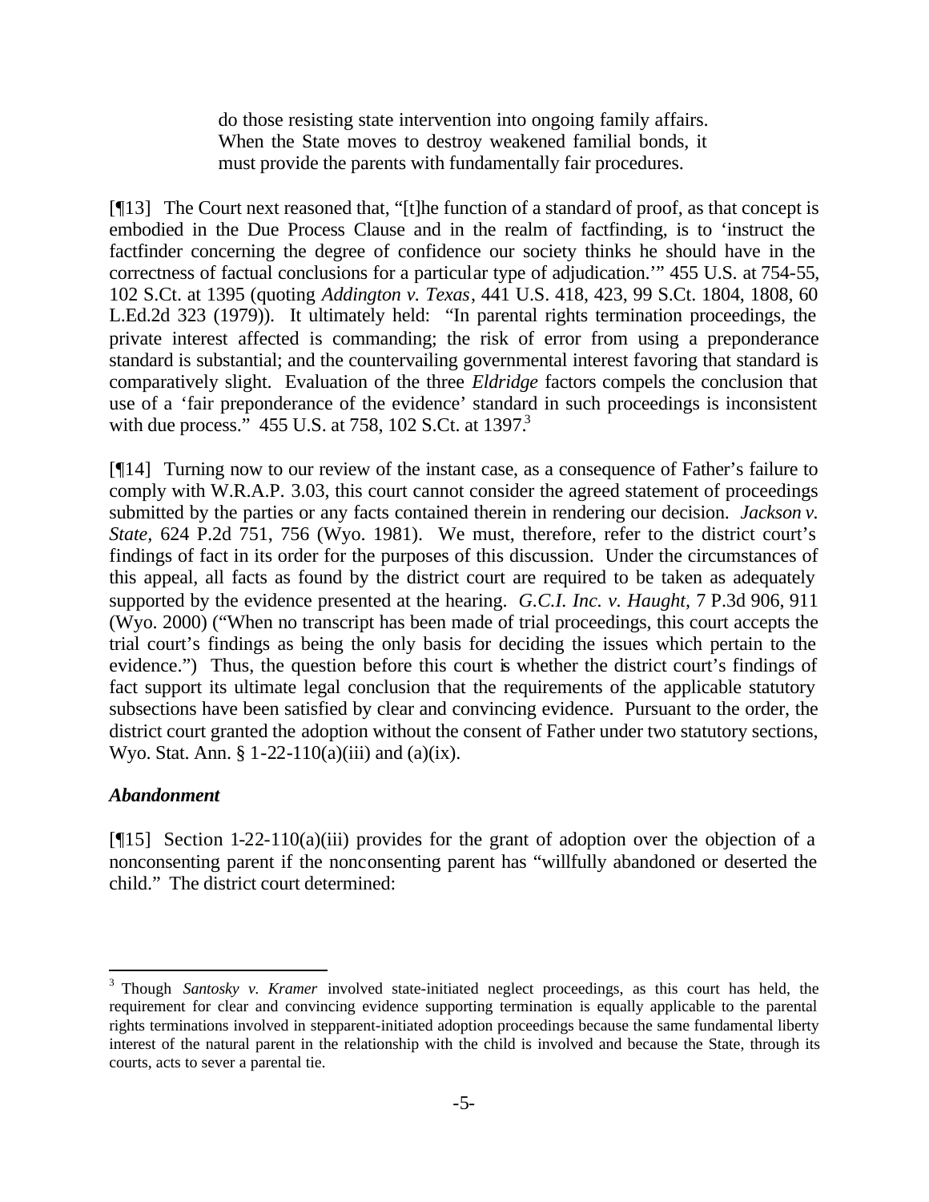> do those resisting state intervention into ongoing family affairs. When the State moves to destroy weakened familial bonds, it must provide the parents with fundamentally fair procedures.

[¶13] The Court next reasoned that, "[t]he function of a standard of proof, as that concept is embodied in the Due Process Clause and in the realm of factfinding, is to 'instruct the factfinder concerning the degree of confidence our society thinks he should have in the correctness of factual conclusions for a particular type of adjudication.'" 455 U.S. at 754-55, 102 S.Ct. at 1395 (quoting *Addington v. Texas*, 441 U.S. 418, 423, 99 S.Ct. 1804, 1808, 60 L.Ed.2d 323 (1979)). It ultimately held: "In parental rights termination proceedings, the private interest affected is commanding; the risk of error from using a preponderance standard is substantial; and the countervailing governmental interest favoring that standard is comparatively slight. Evaluation of the three *Eldridge* factors compels the conclusion that use of a 'fair preponderance of the evidence' standard in such proceedings is inconsistent with due process." 455 U.S. at 758, 102 S.Ct. at 1397.[3]

[¶14] Turning now to our review of the instant case, as a consequence of Father's failure to comply with W.R.A.P. 3.03, this court cannot consider the agreed statement of proceedings submitted by the parties or any facts contained therein in rendering our decision. *Jackson v. State*, 624 P.2d 751, 756 (Wyo. 1981). We must, therefore, refer to the district court's findings of fact in its order for the purposes of this discussion. Under the circumstances of this appeal, all facts as found by the district court are required to be taken as adequately supported by the evidence presented at the hearing. *G.C.I. Inc. v. Haught*, 7 P.3d 906, 911 (Wyo. 2000) ("When no transcript has been made of trial proceedings, this court accepts the trial court's findings as being the only basis for deciding the issues which pertain to the evidence.") Thus, the question before this court is whether the district court's findings of fact support its ultimate legal conclusion that the requirements of the applicable statutory subsections have been satisfied by clear and convincing evidence. Pursuant to the order, the district court granted the adoption without the consent of Father under two statutory sections, Wyo. Stat. Ann. § 1-22-110(a)(iii) and (a)(ix).

### *Abandonment*

[¶15] Section 1-22-110(a)(iii) provides for the grant of adoption over the objection of a nonconsenting parent if the nonconsenting parent has "willfully abandoned or deserted the child." The district court determined:

---

[3] Though *Santosky v. Kramer* involved state-initiated neglect proceedings, as this court has held, the requirement for clear and convincing evidence supporting termination is equally applicable to the parental rights terminations involved in stepparent-initiated adoption proceedings because the same fundamental liberty interest of the natural parent in the relationship with the child is involved and because the State, through its courts, acts to sever a parental tie.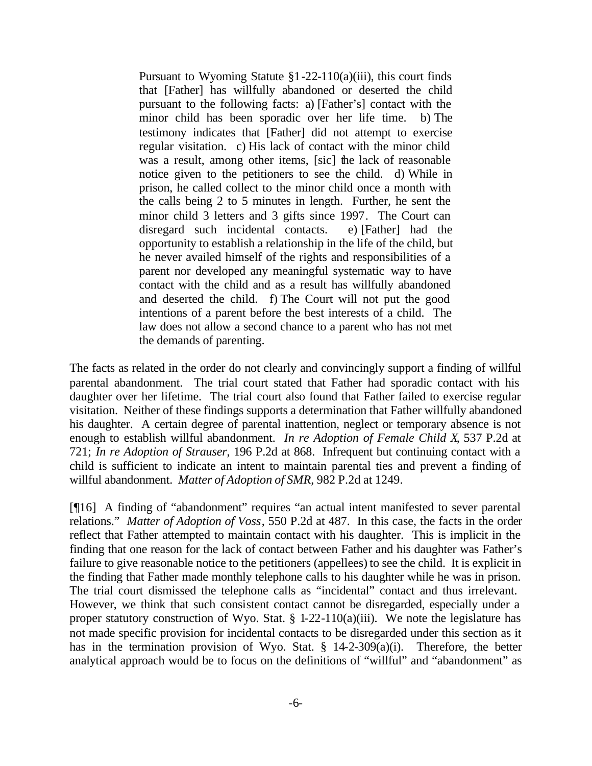> Pursuant to Wyoming Statute §1-22-110(a)(iii), this court finds that [Father] has willfully abandoned or deserted the child pursuant to the following facts: a) [Father's] contact with the minor child has been sporadic over her life time. b) The testimony indicates that [Father] did not attempt to exercise regular visitation. c) His lack of contact with the minor child was a result, among other items, [sic] the lack of reasonable notice given to the petitioners to see the child. d) While in prison, he called collect to the minor child once a month with the calls being 2 to 5 minutes in length. Further, he sent the minor child 3 letters and 3 gifts since 1997. The Court can disregard such incidental contacts. e) [Father] had the opportunity to establish a relationship in the life of the child, but he never availed himself of the rights and responsibilities of a parent nor developed any meaningful systematic way to have contact with the child and as a result has willfully abandoned and deserted the child. f) The Court will not put the good intentions of a parent before the best interests of a child. The law does not allow a second chance to a parent who has not met the demands of parenting.

The facts as related in the order do not clearly and convincingly support a finding of willful parental abandonment. The trial court stated that Father had sporadic contact with his daughter over her lifetime. The trial court also found that Father failed to exercise regular visitation. Neither of these findings supports a determination that Father willfully abandoned his daughter. A certain degree of parental inattention, neglect or temporary absence is not enough to establish willful abandonment. *In re Adoption of Female Child X*, 537 P.2d at 721; *In re Adoption of Strauser*, 196 P.2d at 868. Infrequent but continuing contact with a child is sufficient to indicate an intent to maintain parental ties and prevent a finding of willful abandonment. *Matter of Adoption of SMR*, 982 P.2d at 1249.

[¶16] A finding of "abandonment" requires "an actual intent manifested to sever parental relations." *Matter of Adoption of Voss*, 550 P.2d at 487. In this case, the facts in the order reflect that Father attempted to maintain contact with his daughter. This is implicit in the finding that one reason for the lack of contact between Father and his daughter was Father's failure to give reasonable notice to the petitioners (appellees) to see the child. It is explicit in the finding that Father made monthly telephone calls to his daughter while he was in prison. The trial court dismissed the telephone calls as "incidental" contact and thus irrelevant. However, we think that such consistent contact cannot be disregarded, especially under a proper statutory construction of Wyo. Stat. § 1-22-110(a)(iii). We note the legislature has not made specific provision for incidental contacts to be disregarded under this section as it has in the termination provision of Wyo. Stat. § 14-2-309(a)(i). Therefore, the better analytical approach would be to focus on the definitions of "willful" and "abandonment" as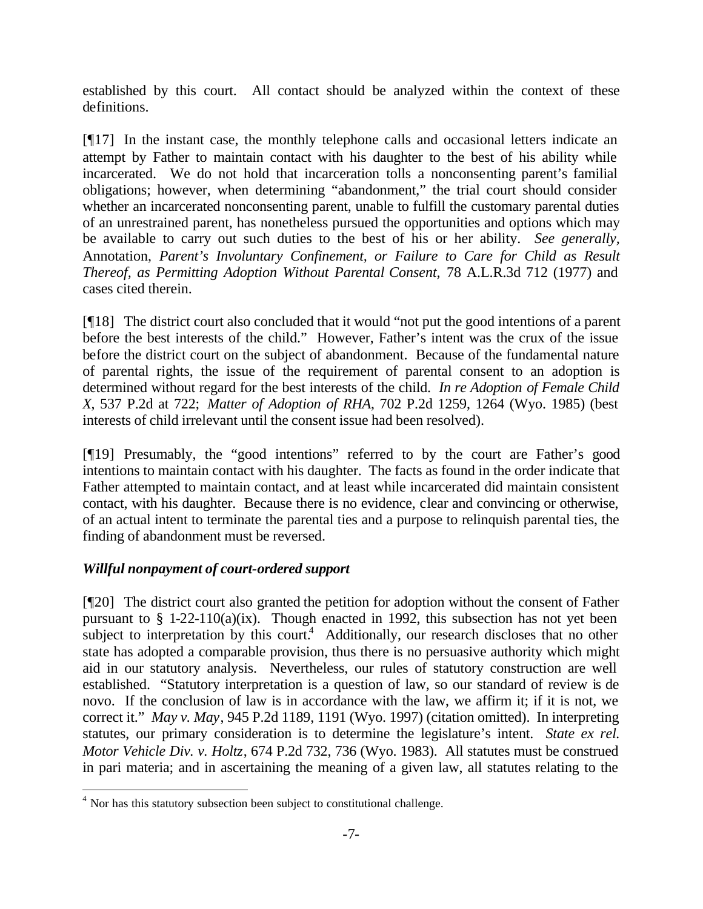established by this court. All contact should be analyzed within the context of these definitions.

[¶17] In the instant case, the monthly telephone calls and occasional letters indicate an attempt by Father to maintain contact with his daughter to the best of his ability while incarcerated. We do not hold that incarceration tolls a nonconsenting parent's familial obligations; however, when determining "abandonment," the trial court should consider whether an incarcerated nonconsenting parent, unable to fulfill the customary parental duties of an unrestrained parent, has nonetheless pursued the opportunities and options which may be available to carry out such duties to the best of his or her ability. *See generally,* Annotation, *Parent's Involuntary Confinement, or Failure to Care for Child as Result Thereof, as Permitting Adoption Without Parental Consent,* 78 A.L.R.3d 712 (1977) and cases cited therein.

[¶18] The district court also concluded that it would "not put the good intentions of a parent before the best interests of the child." However, Father's intent was the crux of the issue before the district court on the subject of abandonment. Because of the fundamental nature of parental rights, the issue of the requirement of parental consent to an adoption is determined without regard for the best interests of the child. *In re Adoption of Female Child X*, 537 P.2d at 722; *Matter of Adoption of RHA*, 702 P.2d 1259, 1264 (Wyo. 1985) (best interests of child irrelevant until the consent issue had been resolved).

[¶19] Presumably, the "good intentions" referred to by the court are Father's good intentions to maintain contact with his daughter. The facts as found in the order indicate that Father attempted to maintain contact, and at least while incarcerated did maintain consistent contact, with his daughter. Because there is no evidence, clear and convincing or otherwise, of an actual intent to terminate the parental ties and a purpose to relinquish parental ties, the finding of abandonment must be reversed.

### *Willful nonpayment of court-ordered support*

[¶20] The district court also granted the petition for adoption without the consent of Father pursuant to § 1-22-110(a)(ix). Though enacted in 1992, this subsection has not yet been subject to interpretation by this court.[4] Additionally, our research discloses that no other state has adopted a comparable provision, thus there is no persuasive authority which might aid in our statutory analysis. Nevertheless, our rules of statutory construction are well established. "Statutory interpretation is a question of law, so our standard of review is de novo. If the conclusion of law is in accordance with the law, we affirm it; if it is not, we correct it." *May v. May*, 945 P.2d 1189, 1191 (Wyo. 1997) (citation omitted). In interpreting statutes, our primary consideration is to determine the legislature's intent. *State ex rel. Motor Vehicle Div. v. Holtz*, 674 P.2d 732, 736 (Wyo. 1983). All statutes must be construed in pari materia; and in ascertaining the meaning of a given law, all statutes relating to the

[4] Nor has this statutory subsection been subject to constitutional challenge.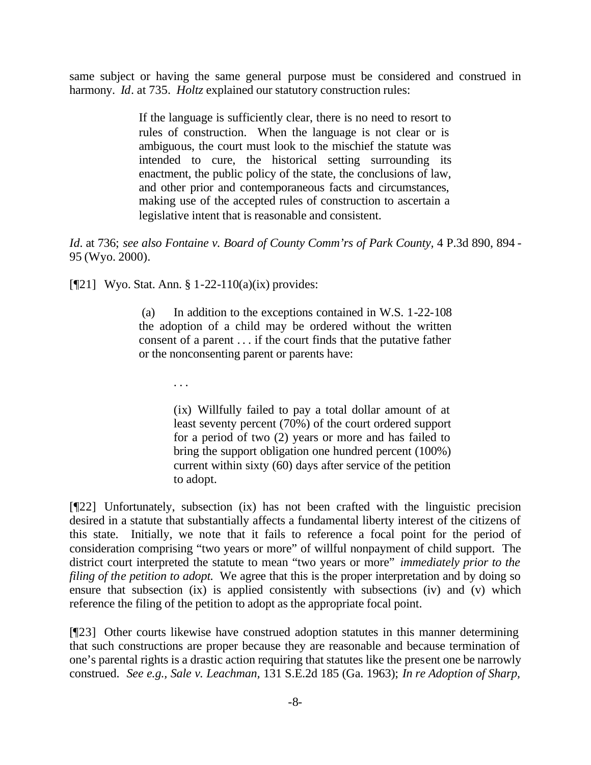same subject or having the same general purpose must be considered and construed in harmony. *Id*. at 735. *Holtz* explained our statutory construction rules:

> If the language is sufficiently clear, there is no need to resort to rules of construction. When the language is not clear or is ambiguous, the court must look to the mischief the statute was intended to cure, the historical setting surrounding its enactment, the public policy of the state, the conclusions of law, and other prior and contemporaneous facts and circumstances, making use of the accepted rules of construction to ascertain a legislative intent that is reasonable and consistent.

*Id*. at 736; *see also Fontaine v. Board of County Comm'rs of Park County*, 4 P.3d 890, 894 - 95 (Wyo. 2000).

[¶21] Wyo. Stat. Ann. § 1-22-110(a)(ix) provides:

> (a) In addition to the exceptions contained in W.S. 1-22-108 the adoption of a child may be ordered without the written consent of a parent . . . if the court finds that the putative father or the nonconsenting parent or parents have:
>
> . . .
>
> (ix) Willfully failed to pay a total dollar amount of at least seventy percent (70%) of the court ordered support for a period of two (2) years or more and has failed to bring the support obligation one hundred percent (100%) current within sixty (60) days after service of the petition to adopt.

[¶22] Unfortunately, subsection (ix) has not been crafted with the linguistic precision desired in a statute that substantially affects a fundamental liberty interest of the citizens of this state. Initially, we note that it fails to reference a focal point for the period of consideration comprising "two years or more" of willful nonpayment of child support. The district court interpreted the statute to mean "two years or more" *immediately prior to the filing of the petition to adopt.* We agree that this is the proper interpretation and by doing so ensure that subsection (ix) is applied consistently with subsections (iv) and (v) which reference the filing of the petition to adopt as the appropriate focal point.

[¶23] Other courts likewise have construed adoption statutes in this manner determining that such constructions are proper because they are reasonable and because termination of one's parental rights is a drastic action requiring that statutes like the present one be narrowly construed. *See e.g., Sale v. Leachman*, 131 S.E.2d 185 (Ga. 1963); *In re Adoption of Sharp*,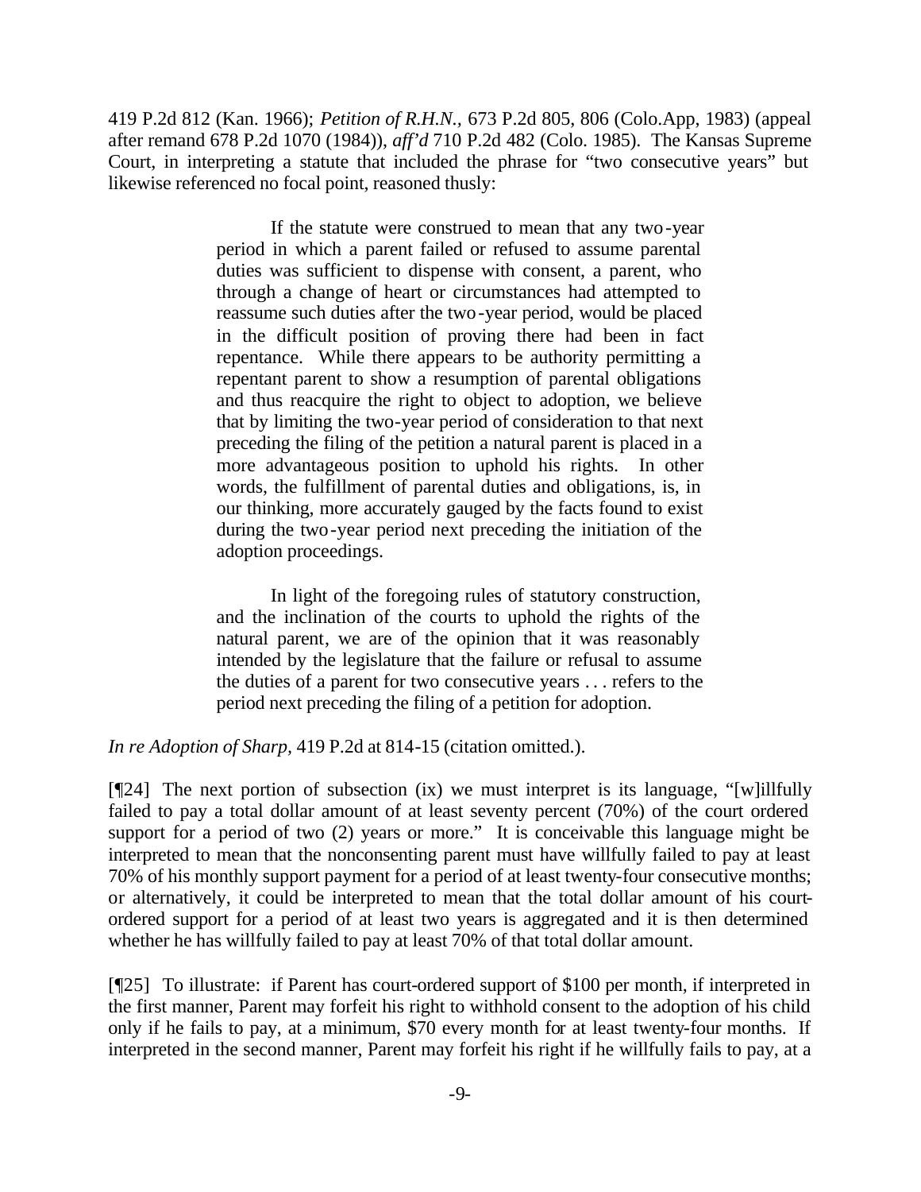419 P.2d 812 (Kan. 1966); *Petition of R.H.N.*, 673 P.2d 805, 806 (Colo.App, 1983) (appeal after remand 678 P.2d 1070 (1984)), *aff'd* 710 P.2d 482 (Colo. 1985). The Kansas Supreme Court, in interpreting a statute that included the phrase for "two consecutive years" but likewise referenced no focal point, reasoned thusly:

> If the statute were construed to mean that any two-year period in which a parent failed or refused to assume parental duties was sufficient to dispense with consent, a parent, who through a change of heart or circumstances had attempted to reassume such duties after the two-year period, would be placed in the difficult position of proving there had been in fact repentance. While there appears to be authority permitting a repentant parent to show a resumption of parental obligations and thus reacquire the right to object to adoption, we believe that by limiting the two-year period of consideration to that next preceding the filing of the petition a natural parent is placed in a more advantageous position to uphold his rights. In other words, the fulfillment of parental duties and obligations, is, in our thinking, more accurately gauged by the facts found to exist during the two-year period next preceding the initiation of the adoption proceedings.
>
> In light of the foregoing rules of statutory construction, and the inclination of the courts to uphold the rights of the natural parent, we are of the opinion that it was reasonably intended by the legislature that the failure or refusal to assume the duties of a parent for two consecutive years . . . refers to the period next preceding the filing of a petition for adoption.

*In re Adoption of Sharp*, 419 P.2d at 814-15 (citation omitted.).

[¶24] The next portion of subsection (ix) we must interpret is its language, "[w]illfully failed to pay a total dollar amount of at least seventy percent (70%) of the court ordered support for a period of two (2) years or more." It is conceivable this language might be interpreted to mean that the nonconsenting parent must have willfully failed to pay at least 70% of his monthly support payment for a period of at least twenty-four consecutive months; or alternatively, it could be interpreted to mean that the total dollar amount of his court-ordered support for a period of at least two years is aggregated and it is then determined whether he has willfully failed to pay at least 70% of that total dollar amount.

[¶25] To illustrate: if Parent has court-ordered support of $100 per month, if interpreted in the first manner, Parent may forfeit his right to withhold consent to the adoption of his child only if he fails to pay, at a minimum, $70 every month for at least twenty-four months. If interpreted in the second manner, Parent may forfeit his right if he willfully fails to pay, at a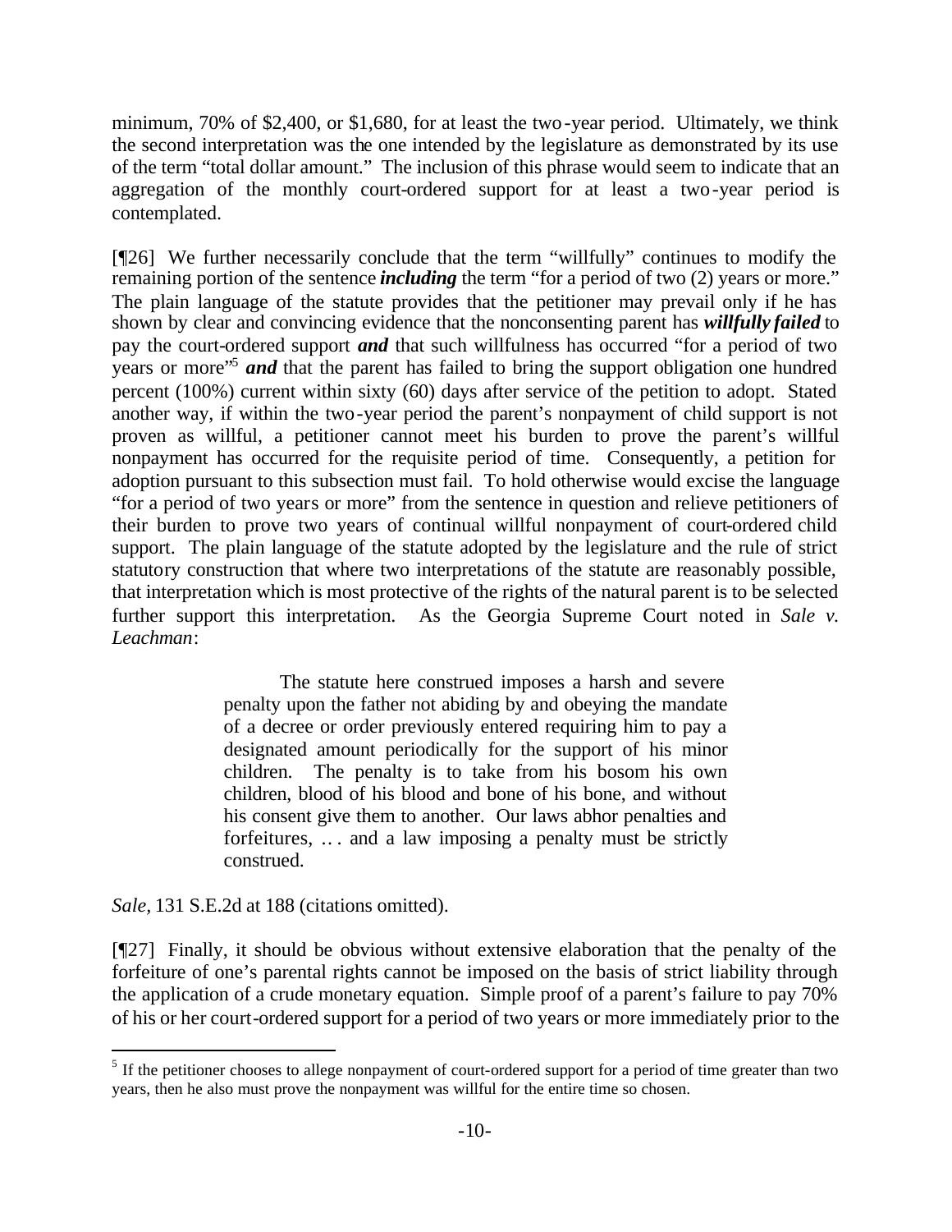minimum, 70% of $2,400, or $1,680, for at least the two-year period. Ultimately, we think the second interpretation was the one intended by the legislature as demonstrated by its use of the term "total dollar amount." The inclusion of this phrase would seem to indicate that an aggregation of the monthly court-ordered support for at least a two-year period is contemplated.

[¶26] We further necessarily conclude that the term "willfully" continues to modify the remaining portion of the sentence ***including*** the term "for a period of two (2) years or more." The plain language of the statute provides that the petitioner may prevail only if he has shown by clear and convincing evidence that the nonconsenting parent has ***willfully failed*** to pay the court-ordered support ***and*** that such willfulness has occurred "for a period of two years or more"[5] ***and*** that the parent has failed to bring the support obligation one hundred percent (100%) current within sixty (60) days after service of the petition to adopt. Stated another way, if within the two-year period the parent's nonpayment of child support is not proven as willful, a petitioner cannot meet his burden to prove the parent's willful nonpayment has occurred for the requisite period of time. Consequently, a petition for adoption pursuant to this subsection must fail. To hold otherwise would excise the language "for a period of two years or more" from the sentence in question and relieve petitioners of their burden to prove two years of continual willful nonpayment of court-ordered child support. The plain language of the statute adopted by the legislature and the rule of strict statutory construction that where two interpretations of the statute are reasonably possible, that interpretation which is most protective of the rights of the natural parent is to be selected further support this interpretation. As the Georgia Supreme Court noted in *Sale v. Leachman*:

> The statute here construed imposes a harsh and severe penalty upon the father not abiding by and obeying the mandate of a decree or order previously entered requiring him to pay a designated amount periodically for the support of his minor children. The penalty is to take from his bosom his own children, blood of his blood and bone of his bone, and without his consent give them to another. Our laws abhor penalties and forfeitures, . . . and a law imposing a penalty must be strictly construed.

*Sale*, 131 S.E.2d at 188 (citations omitted).

[¶27] Finally, it should be obvious without extensive elaboration that the penalty of the forfeiture of one's parental rights cannot be imposed on the basis of strict liability through the application of a crude monetary equation. Simple proof of a parent's failure to pay 70% of his or her court-ordered support for a period of two years or more immediately prior to the

---

[5] If the petitioner chooses to allege nonpayment of court-ordered support for a period of time greater than two years, then he also must prove the nonpayment was willful for the entire time so chosen.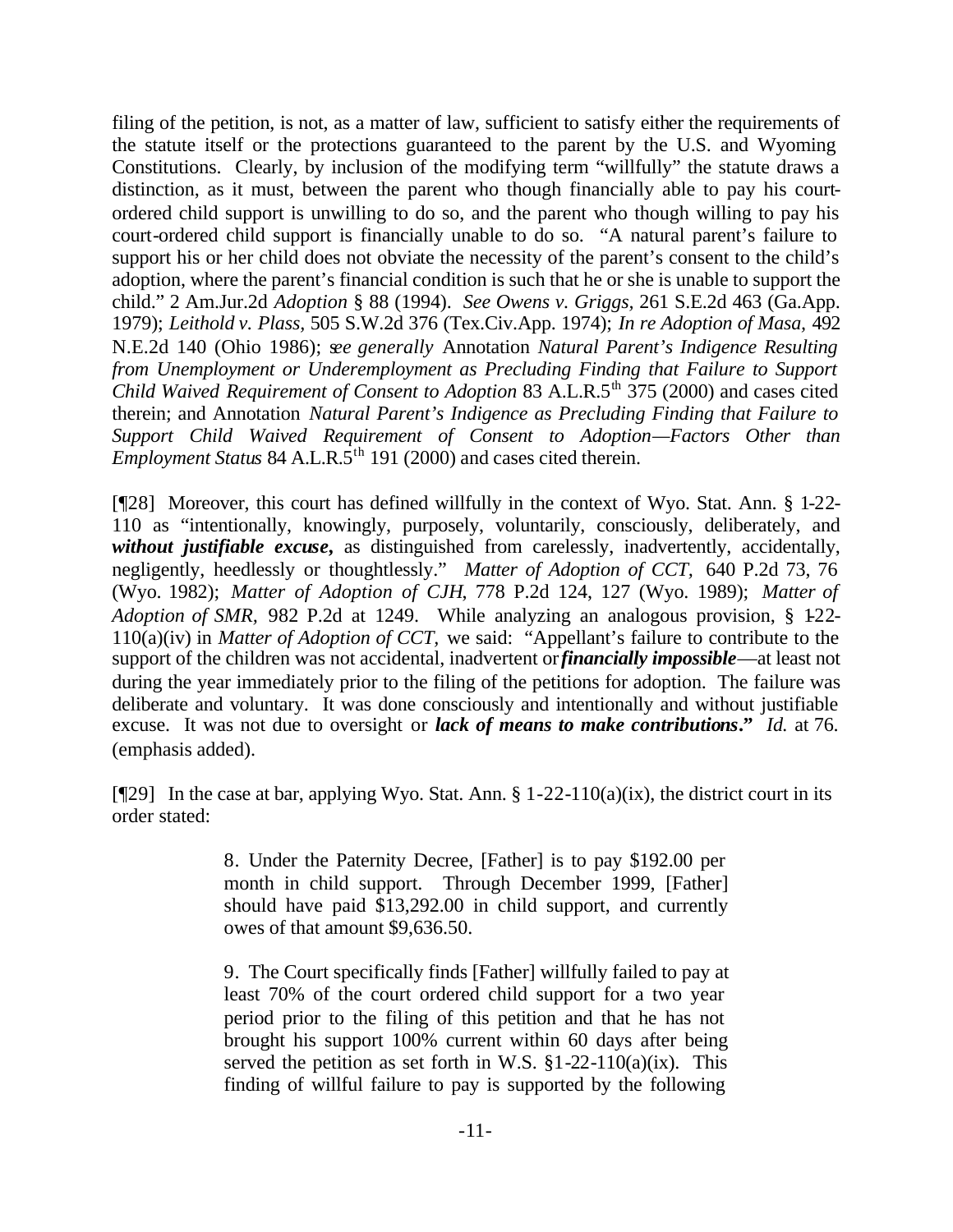filing of the petition, is not, as a matter of law, sufficient to satisfy either the requirements of the statute itself or the protections guaranteed to the parent by the U.S. and Wyoming Constitutions. Clearly, by inclusion of the modifying term "willfully" the statute draws a distinction, as it must, between the parent who though financially able to pay his court-ordered child support is unwilling to do so, and the parent who though willing to pay his court-ordered child support is financially unable to do so. "A natural parent's failure to support his or her child does not obviate the necessity of the parent's consent to the child's adoption, where the parent's financial condition is such that he or she is unable to support the child." 2 Am.Jur.2d *Adoption* § 88 (1994). *See Owens v. Griggs*, 261 S.E.2d 463 (Ga.App. 1979); *Leithold v. Plass*, 505 S.W.2d 376 (Tex.Civ.App. 1974); *In re Adoption of Masa*, 492 N.E.2d 140 (Ohio 1986); *see generally* Annotation *Natural Parent's Indigence Resulting from Unemployment or Underemployment as Precluding Finding that Failure to Support Child Waived Requirement of Consent to Adoption* 83 A.L.R.5th 375 (2000) and cases cited therein; and Annotation *Natural Parent's Indigence as Precluding Finding that Failure to Support Child Waived Requirement of Consent to Adoption—Factors Other than Employment Status* 84 A.L.R.5th 191 (2000) and cases cited therein.

[¶28] Moreover, this court has defined willfully in the context of Wyo. Stat. Ann. § 1-22-110 as "intentionally, knowingly, purposely, voluntarily, consciously, deliberately, and ***without justifiable excuse***, as distinguished from carelessly, inadvertently, accidentally, negligently, heedlessly or thoughtlessly." *Matter of Adoption of CCT*, 640 P.2d 73, 76 (Wyo. 1982); *Matter of Adoption of CJH*, 778 P.2d 124, 127 (Wyo. 1989); *Matter of Adoption of SMR*, 982 P.2d at 1249. While analyzing an analogous provision, § 1-22-110(a)(iv) in *Matter of Adoption of CCT*, we said: "Appellant's failure to contribute to the support of the children was not accidental, inadvertent or ***financially impossible***—at least not during the year immediately prior to the filing of the petitions for adoption. The failure was deliberate and voluntary. It was done consciously and intentionally and without justifiable excuse. It was not due to oversight or ***lack of means to make contributions*.**" *Id.* at 76. (emphasis added).

[¶29] In the case at bar, applying Wyo. Stat. Ann. § 1-22-110(a)(ix), the district court in its order stated:

> 8. Under the Paternity Decree, [Father] is to pay $192.00 per month in child support. Through December 1999, [Father] should have paid $13,292.00 in child support, and currently owes of that amount $9,636.50.
>
> 9. The Court specifically finds [Father] willfully failed to pay at least 70% of the court ordered child support for a two year period prior to the filing of this petition and that he has not brought his support 100% current within 60 days after being served the petition as set forth in W.S. §1-22-110(a)(ix). This finding of willful failure to pay is supported by the following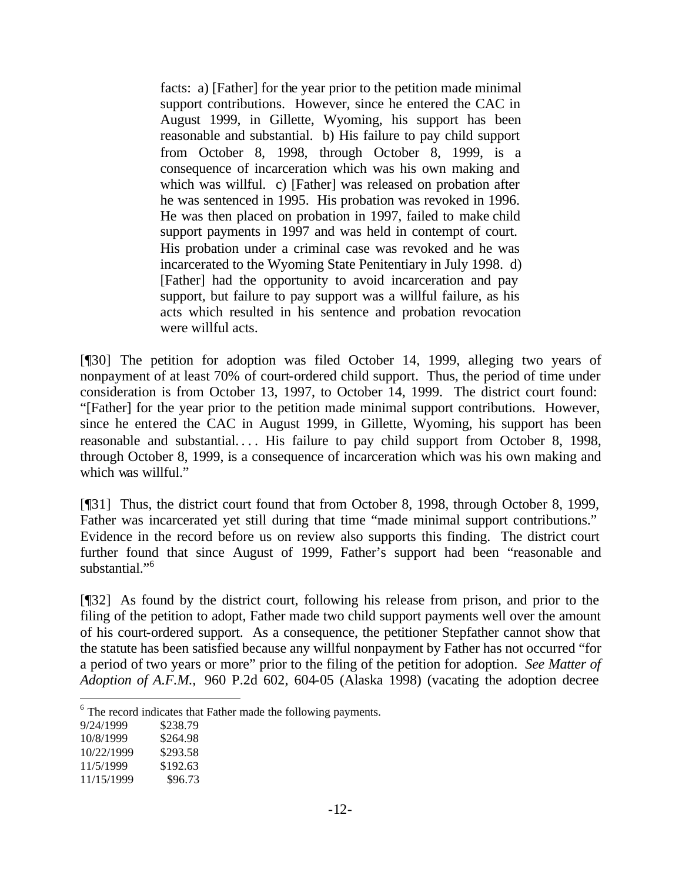> facts: a) [Father] for the year prior to the petition made minimal support contributions. However, since he entered the CAC in August 1999, in Gillette, Wyoming, his support has been reasonable and substantial. b) His failure to pay child support from October 8, 1998, through October 8, 1999, is a consequence of incarceration which was his own making and which was willful. c) [Father] was released on probation after he was sentenced in 1995. His probation was revoked in 1996. He was then placed on probation in 1997, failed to make child support payments in 1997 and was held in contempt of court. His probation under a criminal case was revoked and he was incarcerated to the Wyoming State Penitentiary in July 1998. d) [Father] had the opportunity to avoid incarceration and pay support, but failure to pay support was a willful failure, as his acts which resulted in his sentence and probation revocation were willful acts.

[¶30] The petition for adoption was filed October 14, 1999, alleging two years of nonpayment of at least 70% of court-ordered child support. Thus, the period of time under consideration is from October 13, 1997, to October 14, 1999. The district court found: "[Father] for the year prior to the petition made minimal support contributions. However, since he entered the CAC in August 1999, in Gillette, Wyoming, his support has been reasonable and substantial. . . . His failure to pay child support from October 8, 1998, through October 8, 1999, is a consequence of incarceration which was his own making and which was willful."

[¶31] Thus, the district court found that from October 8, 1998, through October 8, 1999, Father was incarcerated yet still during that time "made minimal support contributions." Evidence in the record before us on review also supports this finding. The district court further found that since August of 1999, Father's support had been "reasonable and substantial."[6]

[¶32] As found by the district court, following his release from prison, and prior to the filing of the petition to adopt, Father made two child support payments well over the amount of his court-ordered support. As a consequence, the petitioner Stepfather cannot show that the statute has been satisfied because any willful nonpayment by Father has not occurred "for a period of two years or more" prior to the filing of the petition for adoption. *See Matter of Adoption of A.F.M.*, 960 P.2d 602, 604-05 (Alaska 1998) (vacating the adoption decree

---

[6] The record indicates that Father made the following payments.

| | |
|---|---|
| 9/24/1999 | $238.79 |
| 10/8/1999 | $264.98 |
| 10/22/1999 | $293.58 |
| 11/5/1999 | $192.63 |
| 11/15/1999 | $96.73 |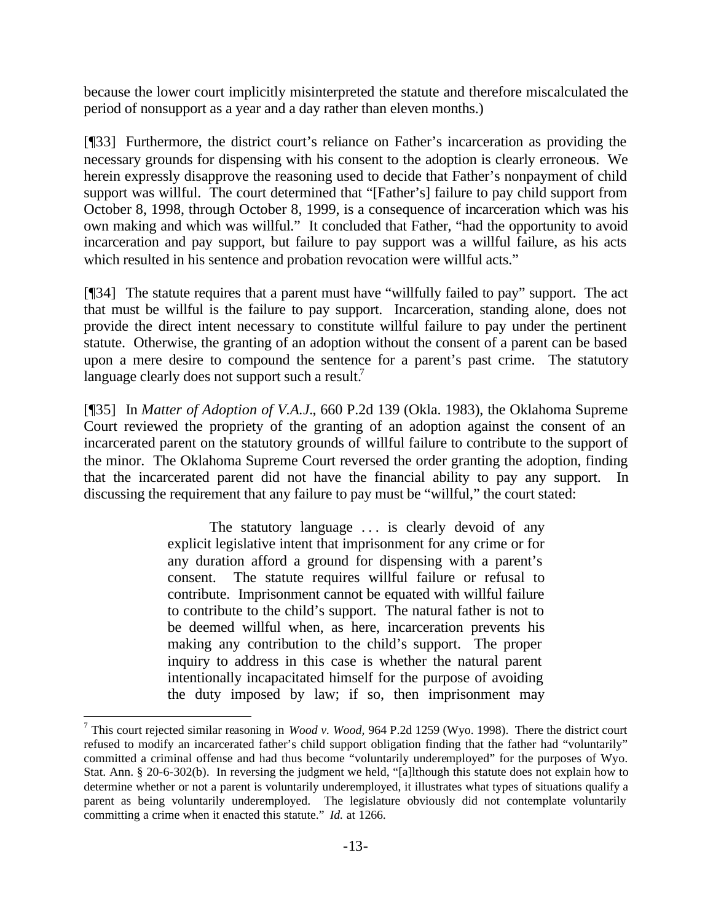because the lower court implicitly misinterpreted the statute and therefore miscalculated the period of nonsupport as a year and a day rather than eleven months.)

[¶33] Furthermore, the district court's reliance on Father's incarceration as providing the necessary grounds for dispensing with his consent to the adoption is clearly erroneous. We herein expressly disapprove the reasoning used to decide that Father's nonpayment of child support was willful. The court determined that "[Father's] failure to pay child support from October 8, 1998, through October 8, 1999, is a consequence of incarceration which was his own making and which was willful." It concluded that Father, "had the opportunity to avoid incarceration and pay support, but failure to pay support was a willful failure, as his acts which resulted in his sentence and probation revocation were willful acts."

[¶34] The statute requires that a parent must have "willfully failed to pay" support. The act that must be willful is the failure to pay support. Incarceration, standing alone, does not provide the direct intent necessary to constitute willful failure to pay under the pertinent statute. Otherwise, the granting of an adoption without the consent of a parent can be based upon a mere desire to compound the sentence for a parent's past crime. The statutory language clearly does not support such a result.[7]

[¶35] In *Matter of Adoption of V.A.J.*, 660 P.2d 139 (Okla. 1983), the Oklahoma Supreme Court reviewed the propriety of the granting of an adoption against the consent of an incarcerated parent on the statutory grounds of willful failure to contribute to the support of the minor. The Oklahoma Supreme Court reversed the order granting the adoption, finding that the incarcerated parent did not have the financial ability to pay any support. In discussing the requirement that any failure to pay must be "willful," the court stated:

> The statutory language . . . is clearly devoid of any explicit legislative intent that imprisonment for any crime or for any duration afford a ground for dispensing with a parent's consent. The statute requires willful failure or refusal to contribute. Imprisonment cannot be equated with willful failure to contribute to the child's support. The natural father is not to be deemed willful when, as here, incarceration prevents his making any contribution to the child's support. The proper inquiry to address in this case is whether the natural parent intentionally incapacitated himself for the purpose of avoiding the duty imposed by law; if so, then imprisonment may

---

[7] This court rejected similar reasoning in *Wood v. Wood,* 964 P.2d 1259 (Wyo. 1998). There the district court refused to modify an incarcerated father's child support obligation finding that the father had "voluntarily" committed a criminal offense and had thus become "voluntarily underemployed" for the purposes of Wyo. Stat. Ann. § 20-6-302(b). In reversing the judgment we held, "[a]lthough this statute does not explain how to determine whether or not a parent is voluntarily underemployed, it illustrates what types of situations qualify a parent as being voluntarily underemployed. The legislature obviously did not contemplate voluntarily committing a crime when it enacted this statute." *Id.* at 1266.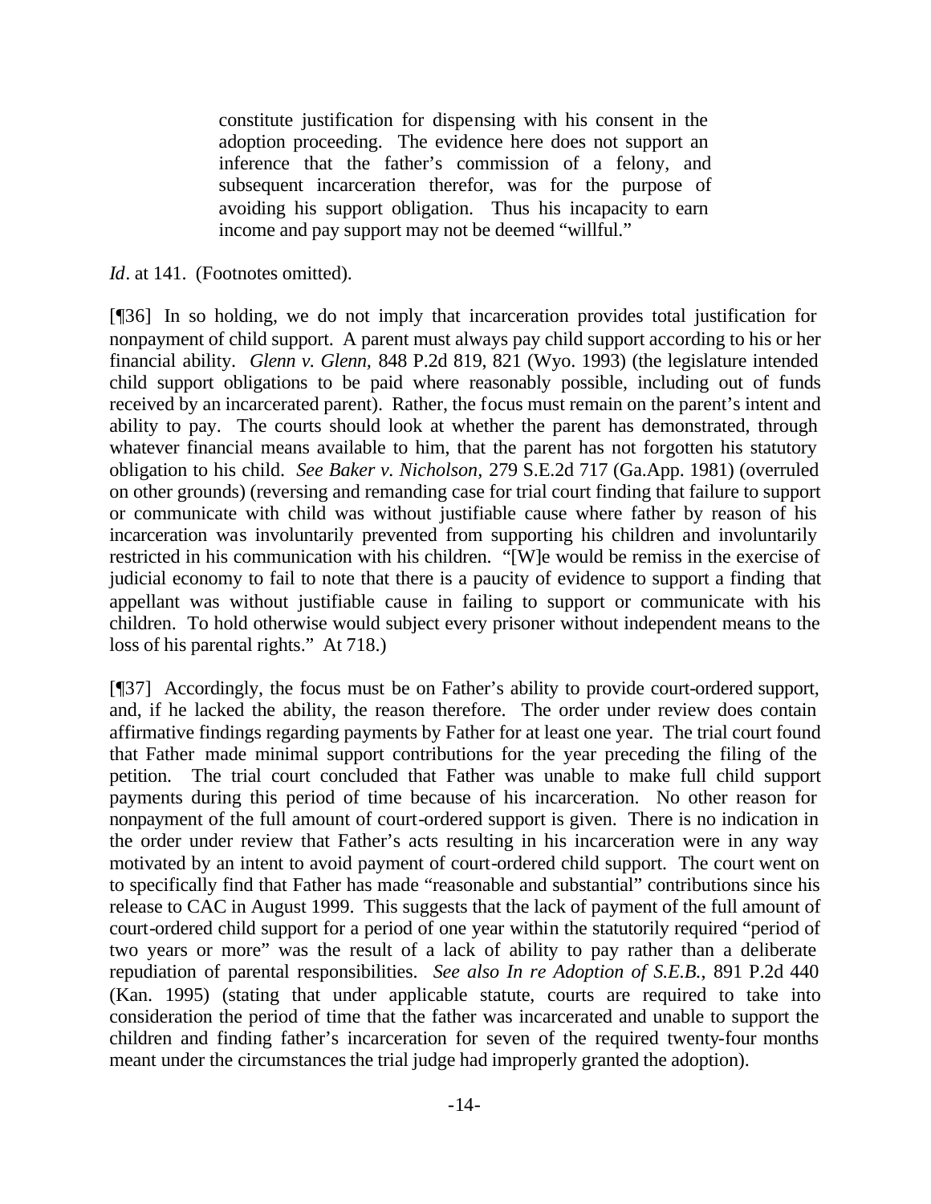> constitute justification for dispensing with his consent in the adoption proceeding. The evidence here does not support an inference that the father's commission of a felony, and subsequent incarceration therefor, was for the purpose of avoiding his support obligation. Thus his incapacity to earn income and pay support may not be deemed "willful."

*Id*. at 141. (Footnotes omitted).

[¶36] In so holding, we do not imply that incarceration provides total justification for nonpayment of child support. A parent must always pay child support according to his or her financial ability. *Glenn v. Glenn,* 848 P.2d 819, 821 (Wyo. 1993) (the legislature intended child support obligations to be paid where reasonably possible, including out of funds received by an incarcerated parent). Rather, the focus must remain on the parent's intent and ability to pay. The courts should look at whether the parent has demonstrated, through whatever financial means available to him, that the parent has not forgotten his statutory obligation to his child. *See Baker v. Nicholson,* 279 S.E.2d 717 (Ga.App. 1981) (overruled on other grounds) (reversing and remanding case for trial court finding that failure to support or communicate with child was without justifiable cause where father by reason of his incarceration was involuntarily prevented from supporting his children and involuntarily restricted in his communication with his children. "[W]e would be remiss in the exercise of judicial economy to fail to note that there is a paucity of evidence to support a finding that appellant was without justifiable cause in failing to support or communicate with his children. To hold otherwise would subject every prisoner without independent means to the loss of his parental rights." At 718.)

[¶37] Accordingly, the focus must be on Father's ability to provide court-ordered support, and, if he lacked the ability, the reason therefore. The order under review does contain affirmative findings regarding payments by Father for at least one year. The trial court found that Father made minimal support contributions for the year preceding the filing of the petition. The trial court concluded that Father was unable to make full child support payments during this period of time because of his incarceration. No other reason for nonpayment of the full amount of court-ordered support is given. There is no indication in the order under review that Father's acts resulting in his incarceration were in any way motivated by an intent to avoid payment of court-ordered child support. The court went on to specifically find that Father has made "reasonable and substantial" contributions since his release to CAC in August 1999. This suggests that the lack of payment of the full amount of court-ordered child support for a period of one year within the statutorily required "period of two years or more" was the result of a lack of ability to pay rather than a deliberate repudiation of parental responsibilities. *See also In re Adoption of S.E.B.,* 891 P.2d 440 (Kan. 1995) (stating that under applicable statute, courts are required to take into consideration the period of time that the father was incarcerated and unable to support the children and finding father's incarceration for seven of the required twenty-four months meant under the circumstances the trial judge had improperly granted the adoption).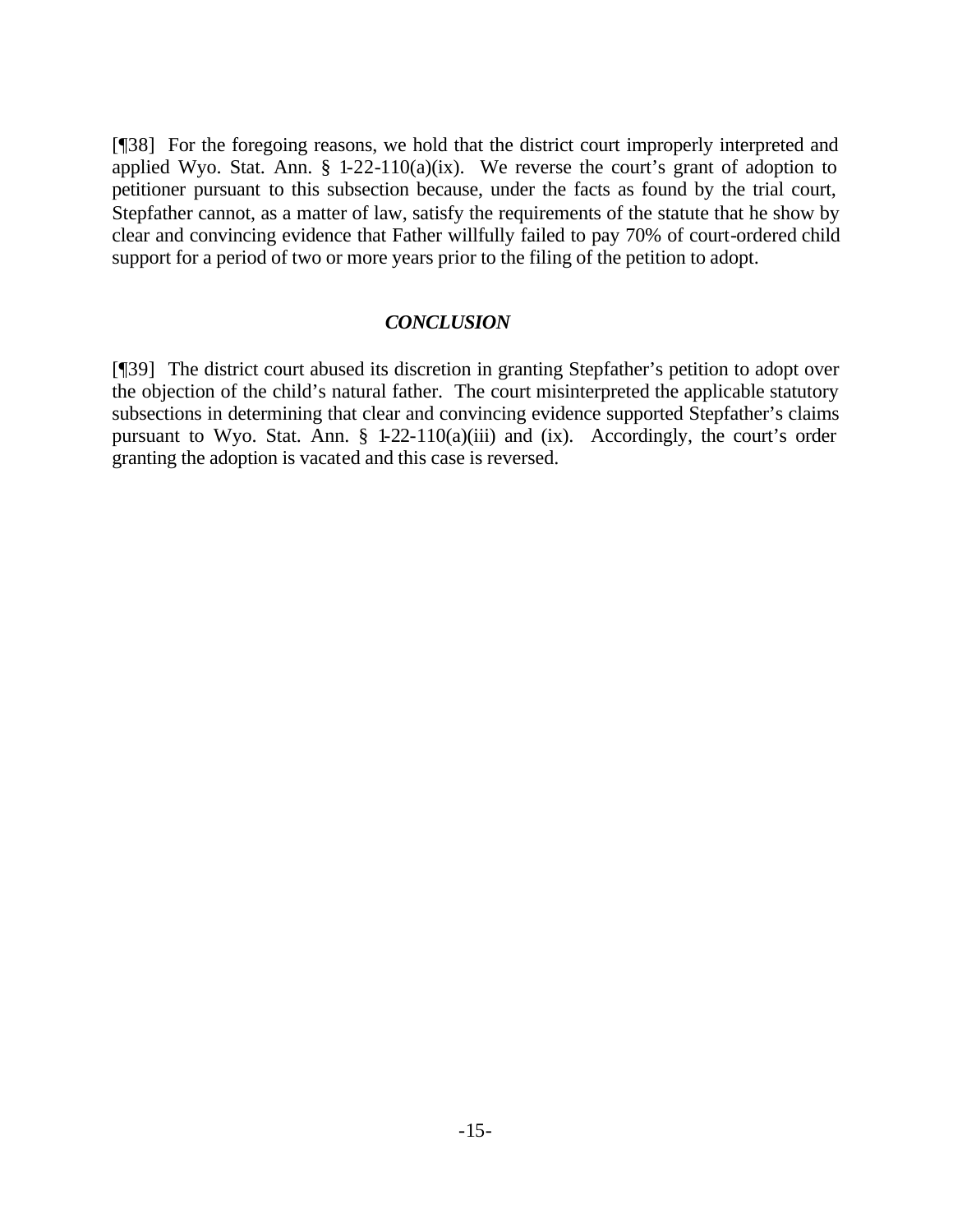[¶38] For the foregoing reasons, we hold that the district court improperly interpreted and applied Wyo. Stat. Ann. § 1-22-110(a)(ix). We reverse the court's grant of adoption to petitioner pursuant to this subsection because, under the facts as found by the trial court, Stepfather cannot, as a matter of law, satisfy the requirements of the statute that he show by clear and convincing evidence that Father willfully failed to pay 70% of court-ordered child support for a period of two or more years prior to the filing of the petition to adopt.

## *CONCLUSION*

[¶39] The district court abused its discretion in granting Stepfather's petition to adopt over the objection of the child's natural father. The court misinterpreted the applicable statutory subsections in determining that clear and convincing evidence supported Stepfather's claims pursuant to Wyo. Stat. Ann. § 1-22-110(a)(iii) and (ix). Accordingly, the court's order granting the adoption is vacated and this case is reversed.